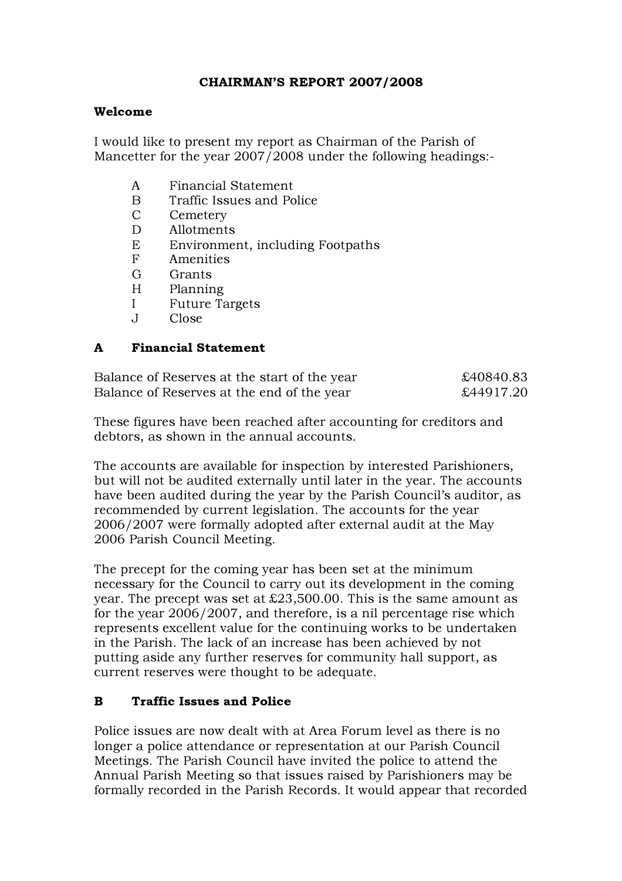# CHAIRMAN'S REPORT 2007/2008

**Welcome**

I would like to present my report as Chairman of the Parish of Mancetter for the year 2007/2008 under the following headings:-

- A Financial Statement
- B Traffic Issues and Police
- C Cemetery
- D Allotments
- E Environment, including Footpaths
- F Amenities
- G Grants
- H Planning
- I Future Targets
- J Close

## A Financial Statement

| | |
|---|---|
| Balance of Reserves at the start of the year | £40840.83 |
| Balance of Reserves at the end of the year | £44917.20 |

These figures have been reached after accounting for creditors and debtors, as shown in the annual accounts.

The accounts are available for inspection by interested Parishioners, but will not be audited externally until later in the year. The accounts have been audited during the year by the Parish Council's auditor, as recommended by current legislation. The accounts for the year 2006/2007 were formally adopted after external audit at the May 2006 Parish Council Meeting.

The precept for the coming year has been set at the minimum necessary for the Council to carry out its development in the coming year. The precept was set at £23,500.00. This is the same amount as for the year 2006/2007, and therefore, is a nil percentage rise which represents excellent value for the continuing works to be undertaken in the Parish. The lack of an increase has been achieved by not putting aside any further reserves for community hall support, as current reserves were thought to be adequate.

## B Traffic Issues and Police

Police issues are now dealt with at Area Forum level as there is no longer a police attendance or representation at our Parish Council Meetings. The Parish Council have invited the police to attend the Annual Parish Meeting so that issues raised by Parishioners may be formally recorded in the Parish Records. It would appear that recorded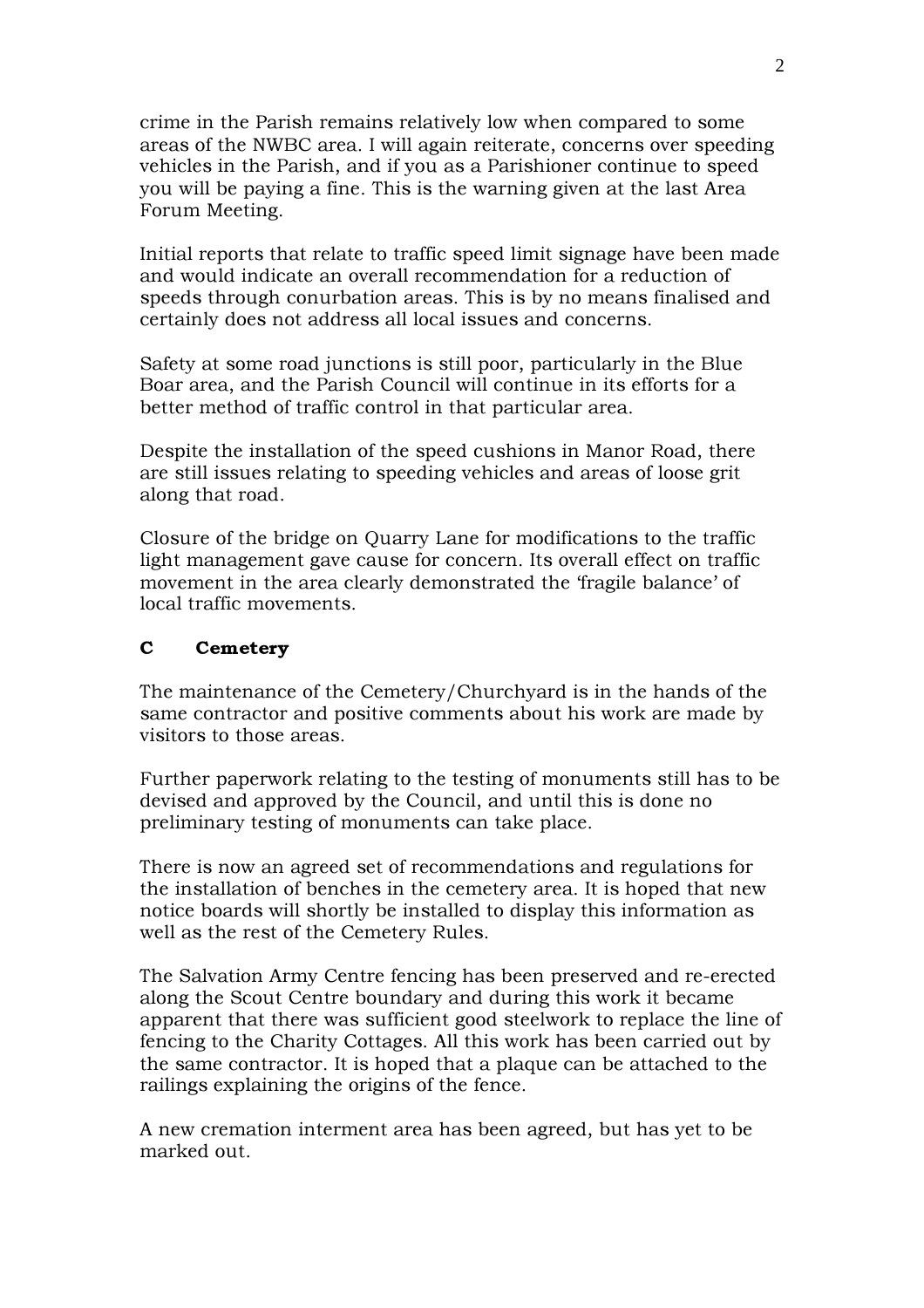crime in the Parish remains relatively low when compared to some areas of the NWBC area. I will again reiterate, concerns over speeding vehicles in the Parish, and if you as a Parishioner continue to speed you will be paying a fine. This is the warning given at the last Area Forum Meeting.

Initial reports that relate to traffic speed limit signage have been made and would indicate an overall recommendation for a reduction of speeds through conurbation areas. This is by no means finalised and certainly does not address all local issues and concerns.

Safety at some road junctions is still poor, particularly in the Blue Boar area, and the Parish Council will continue in its efforts for a better method of traffic control in that particular area.

Despite the installation of the speed cushions in Manor Road, there are still issues relating to speeding vehicles and areas of loose grit along that road.

Closure of the bridge on Quarry Lane for modifications to the traffic light management gave cause for concern. Its overall effect on traffic movement in the area clearly demonstrated the 'fragile balance' of local traffic movements.

## C Cemetery

The maintenance of the Cemetery/Churchyard is in the hands of the same contractor and positive comments about his work are made by visitors to those areas.

Further paperwork relating to the testing of monuments still has to be devised and approved by the Council, and until this is done no preliminary testing of monuments can take place.

There is now an agreed set of recommendations and regulations for the installation of benches in the cemetery area. It is hoped that new notice boards will shortly be installed to display this information as well as the rest of the Cemetery Rules.

The Salvation Army Centre fencing has been preserved and re-erected along the Scout Centre boundary and during this work it became apparent that there was sufficient good steelwork to replace the line of fencing to the Charity Cottages. All this work has been carried out by the same contractor. It is hoped that a plaque can be attached to the railings explaining the origins of the fence.

A new cremation interment area has been agreed, but has yet to be marked out.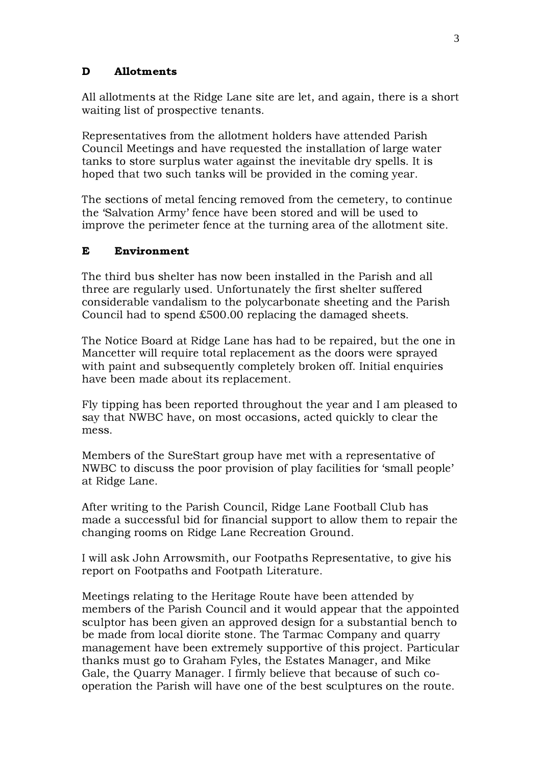## D Allotments

All allotments at the Ridge Lane site are let, and again, there is a short waiting list of prospective tenants.

Representatives from the allotment holders have attended Parish Council Meetings and have requested the installation of large water tanks to store surplus water against the inevitable dry spells. It is hoped that two such tanks will be provided in the coming year.

The sections of metal fencing removed from the cemetery, to continue the 'Salvation Army' fence have been stored and will be used to improve the perimeter fence at the turning area of the allotment site.

## E Environment

The third bus shelter has now been installed in the Parish and all three are regularly used. Unfortunately the first shelter suffered considerable vandalism to the polycarbonate sheeting and the Parish Council had to spend £500.00 replacing the damaged sheets.

The Notice Board at Ridge Lane has had to be repaired, but the one in Mancetter will require total replacement as the doors were sprayed with paint and subsequently completely broken off. Initial enquiries have been made about its replacement.

Fly tipping has been reported throughout the year and I am pleased to say that NWBC have, on most occasions, acted quickly to clear the mess.

Members of the SureStart group have met with a representative of NWBC to discuss the poor provision of play facilities for 'small people' at Ridge Lane.

After writing to the Parish Council, Ridge Lane Football Club has made a successful bid for financial support to allow them to repair the changing rooms on Ridge Lane Recreation Ground.

I will ask John Arrowsmith, our Footpaths Representative, to give his report on Footpaths and Footpath Literature.

Meetings relating to the Heritage Route have been attended by members of the Parish Council and it would appear that the appointed sculptor has been given an approved design for a substantial bench to be made from local diorite stone. The Tarmac Company and quarry management have been extremely supportive of this project. Particular thanks must go to Graham Fyles, the Estates Manager, and Mike Gale, the Quarry Manager. I firmly believe that because of such co-operation the Parish will have one of the best sculptures on the route.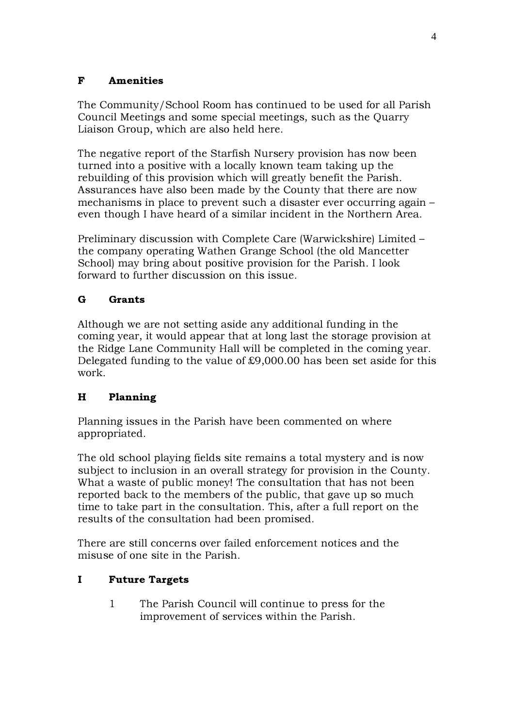## F Amenities

The Community/School Room has continued to be used for all Parish Council Meetings and some special meetings, such as the Quarry Liaison Group, which are also held here.

The negative report of the Starfish Nursery provision has now been turned into a positive with a locally known team taking up the rebuilding of this provision which will greatly benefit the Parish. Assurances have also been made by the County that there are now mechanisms in place to prevent such a disaster ever occurring again – even though I have heard of a similar incident in the Northern Area.

Preliminary discussion with Complete Care (Warwickshire) Limited – the company operating Wathen Grange School (the old Mancetter School) may bring about positive provision for the Parish. I look forward to further discussion on this issue.

## G Grants

Although we are not setting aside any additional funding in the coming year, it would appear that at long last the storage provision at the Ridge Lane Community Hall will be completed in the coming year. Delegated funding to the value of £9,000.00 has been set aside for this work.

## H Planning

Planning issues in the Parish have been commented on where appropriated.

The old school playing fields site remains a total mystery and is now subject to inclusion in an overall strategy for provision in the County. What a waste of public money! The consultation that has not been reported back to the members of the public, that gave up so much time to take part in the consultation. This, after a full report on the results of the consultation had been promised.

There are still concerns over failed enforcement notices and the misuse of one site in the Parish.

## I Future Targets

1. The Parish Council will continue to press for the improvement of services within the Parish.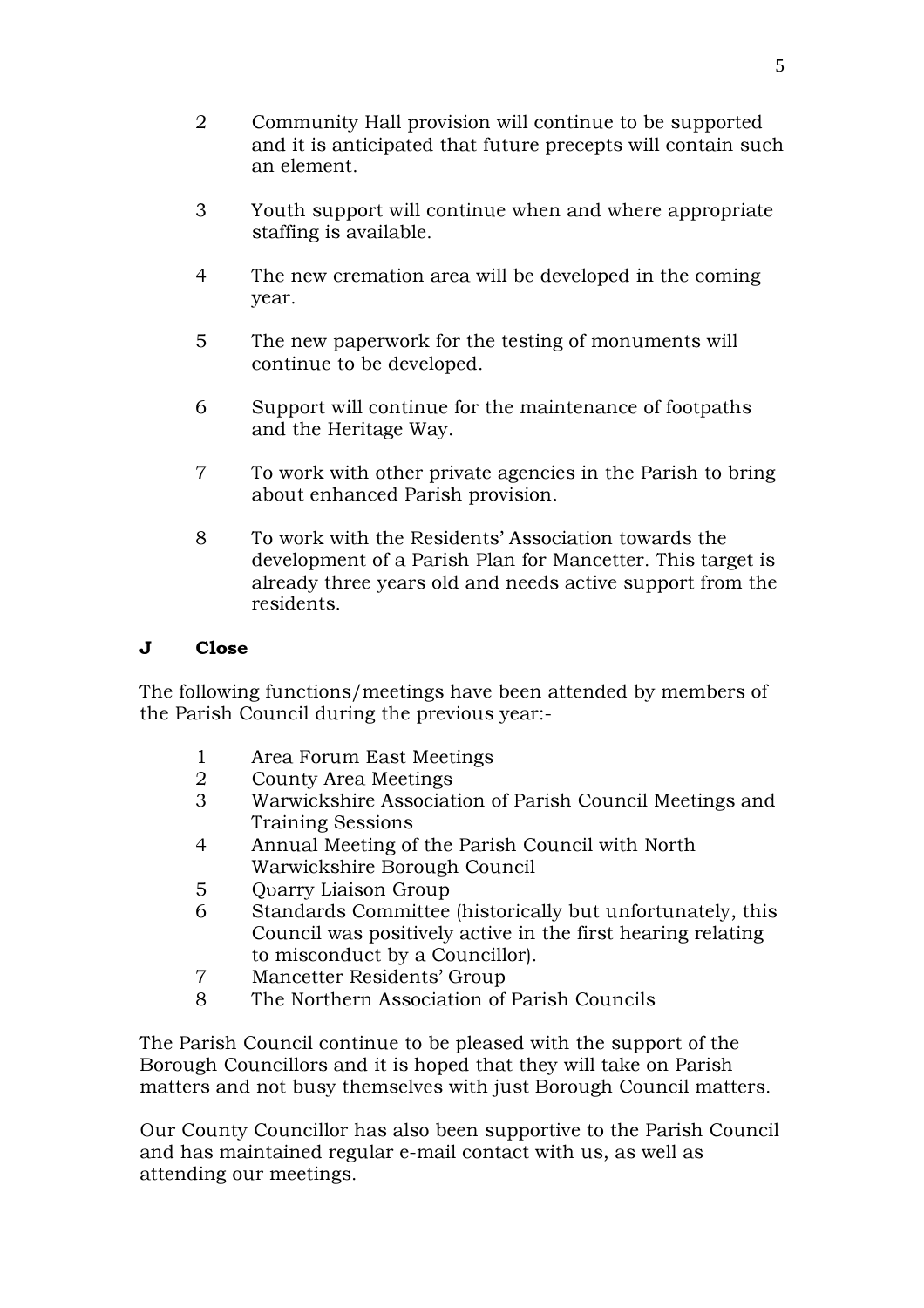2. Community Hall provision will continue to be supported and it is anticipated that future precepts will contain such an element.

3. Youth support will continue when and where appropriate staffing is available.

4. The new cremation area will be developed in the coming year.

5. The new paperwork for the testing of monuments will continue to be developed.

6. Support will continue for the maintenance of footpaths and the Heritage Way.

7. To work with other private agencies in the Parish to bring about enhanced Parish provision.

8. To work with the Residents' Association towards the development of a Parish Plan for Mancetter. This target is already three years old and needs active support from the residents.

## J Close

The following functions/meetings have been attended by members of the Parish Council during the previous year:-

1. Area Forum East Meetings
2. County Area Meetings
3. Warwickshire Association of Parish Council Meetings and Training Sessions
4. Annual Meeting of the Parish Council with North Warwickshire Borough Council
5. Quarry Liaison Group
6. Standards Committee (historically but unfortunately, this Council was positively active in the first hearing relating to misconduct by a Councillor).
7. Mancetter Residents' Group
8. The Northern Association of Parish Councils

The Parish Council continue to be pleased with the support of the Borough Councillors and it is hoped that they will take on Parish matters and not busy themselves with just Borough Council matters.

Our County Councillor has also been supportive to the Parish Council and has maintained regular e-mail contact with us, as well as attending our meetings.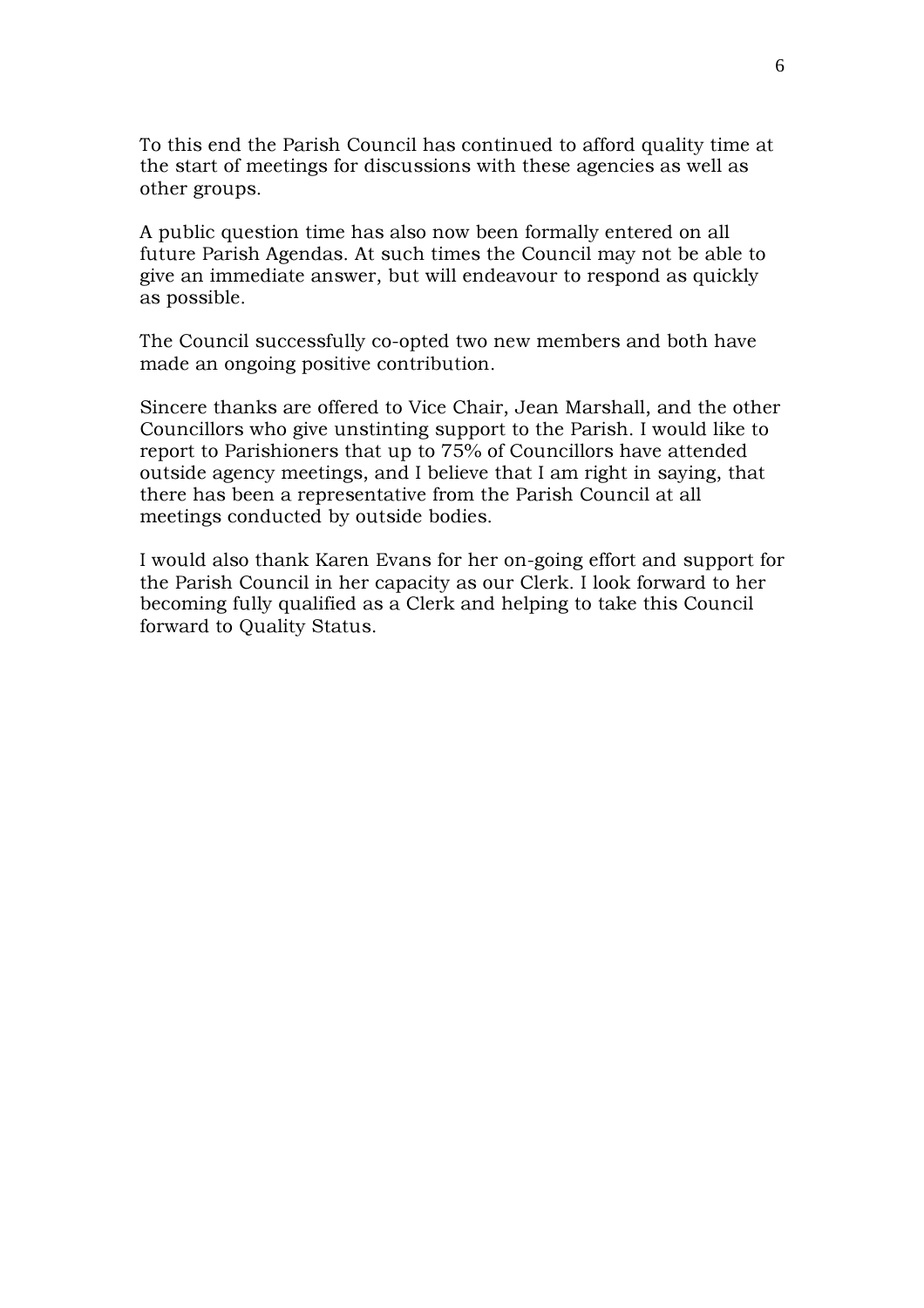To this end the Parish Council has continued to afford quality time at the start of meetings for discussions with these agencies as well as other groups.

A public question time has also now been formally entered on all future Parish Agendas. At such times the Council may not be able to give an immediate answer, but will endeavour to respond as quickly as possible.

The Council successfully co-opted two new members and both have made an ongoing positive contribution.

Sincere thanks are offered to Vice Chair, Jean Marshall, and the other Councillors who give unstinting support to the Parish. I would like to report to Parishioners that up to 75% of Councillors have attended outside agency meetings, and I believe that I am right in saying, that there has been a representative from the Parish Council at all meetings conducted by outside bodies.

I would also thank Karen Evans for her on-going effort and support for the Parish Council in her capacity as our Clerk. I look forward to her becoming fully qualified as a Clerk and helping to take this Council forward to Quality Status.